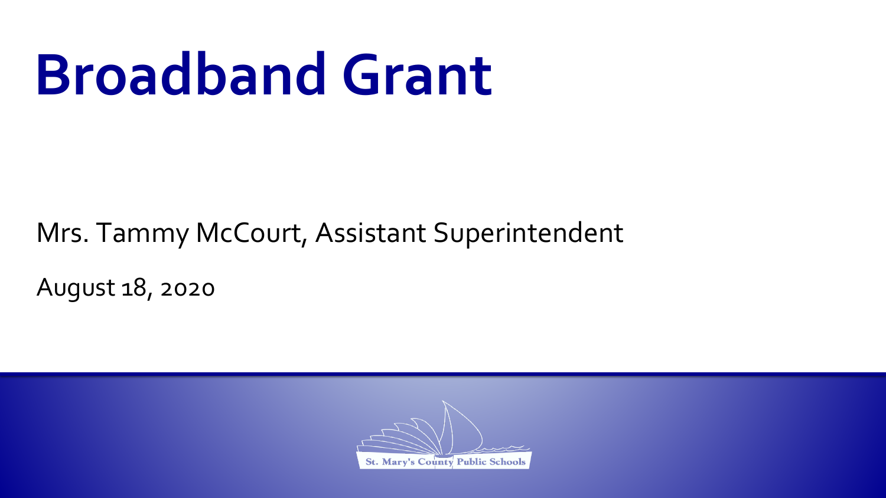# Broadband Grant

Mrs. Tammy McCourt, Assistant Superintendent

August 18, 2020

St. Mary's County Public Schools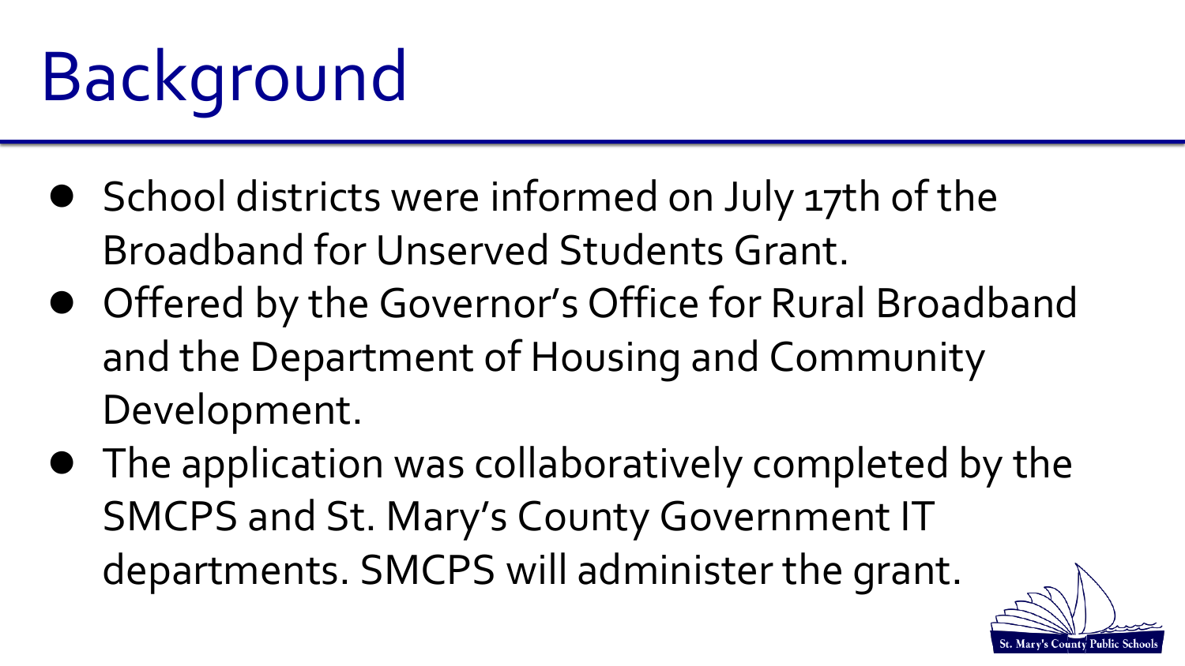# Background

- School districts were informed on July 17th of the Broadband for Unserved Students Grant.
- Offered by the Governor's Office for Rural Broadband and the Department of Housing and Community Development.
- The application was collaboratively completed by the SMCPS and St. Mary's County Government IT departments. SMCPS will administer the grant.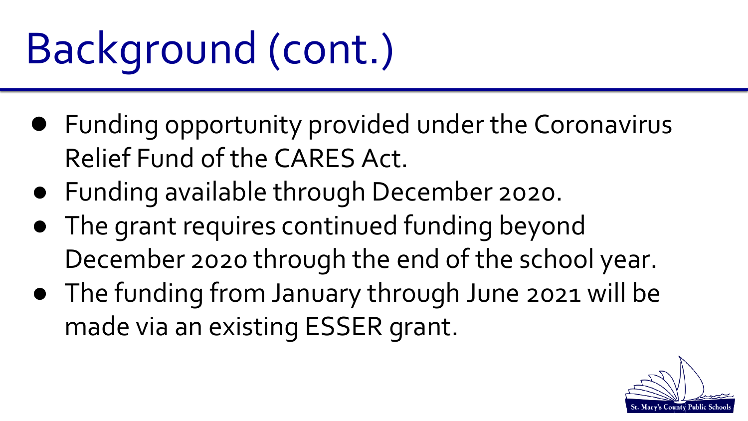# Background (cont.)

- Funding opportunity provided under the Coronavirus Relief Fund of the CARES Act.
- Funding available through December 2020.
- The grant requires continued funding beyond December 2020 through the end of the school year.
- The funding from January through June 2021 will be made via an existing ESSER grant.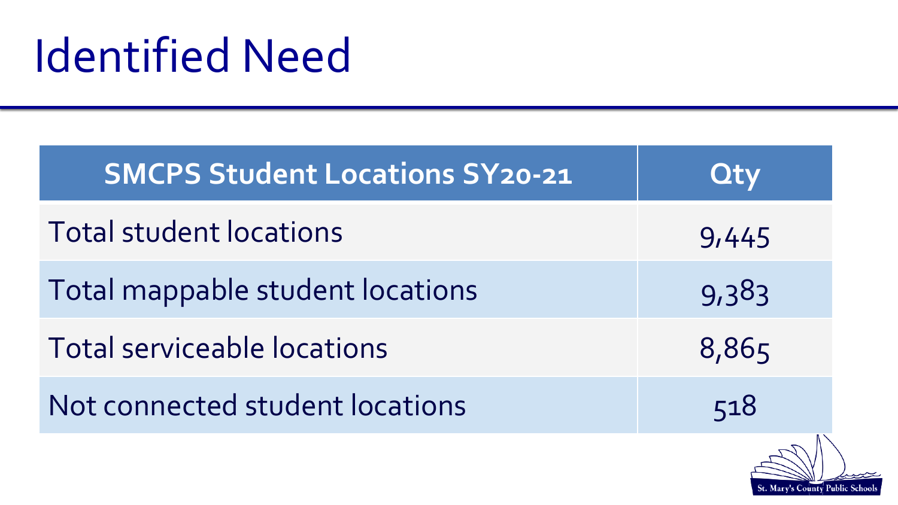# Identified Need

| SMCPS Student Locations SY20-21 | Qty |
| --- | --- |
| Total student locations | 9,445 |
| Total mappable student locations | 9,383 |
| Total serviceable locations | 8,865 |
| Not connected student locations | 518 |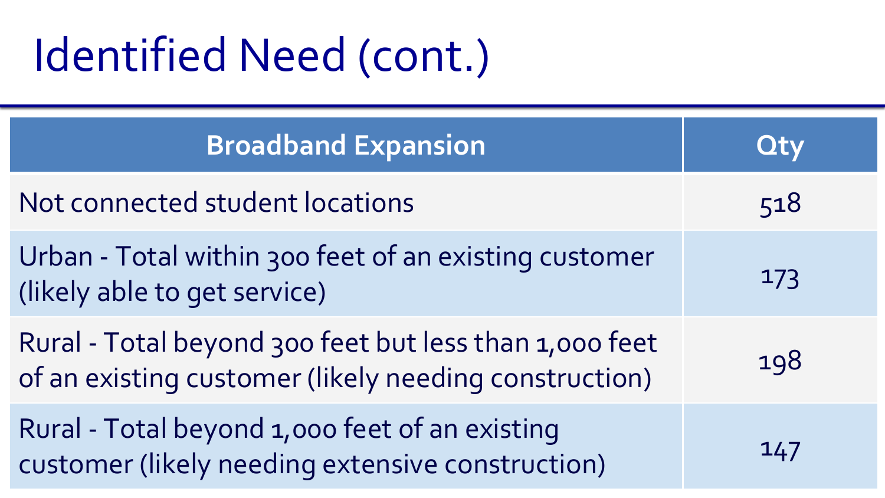# Identified Need (cont.)

| Broadband Expansion | Qty |
| --- | --- |
| Not connected student locations | 518 |
| Urban - Total within 300 feet of an existing customer (likely able to get service) | 173 |
| Rural - Total beyond 300 feet but less than 1,000 feet of an existing customer (likely needing construction) | 198 |
| Rural - Total beyond 1,000 feet of an existing customer (likely needing extensive construction) | 147 |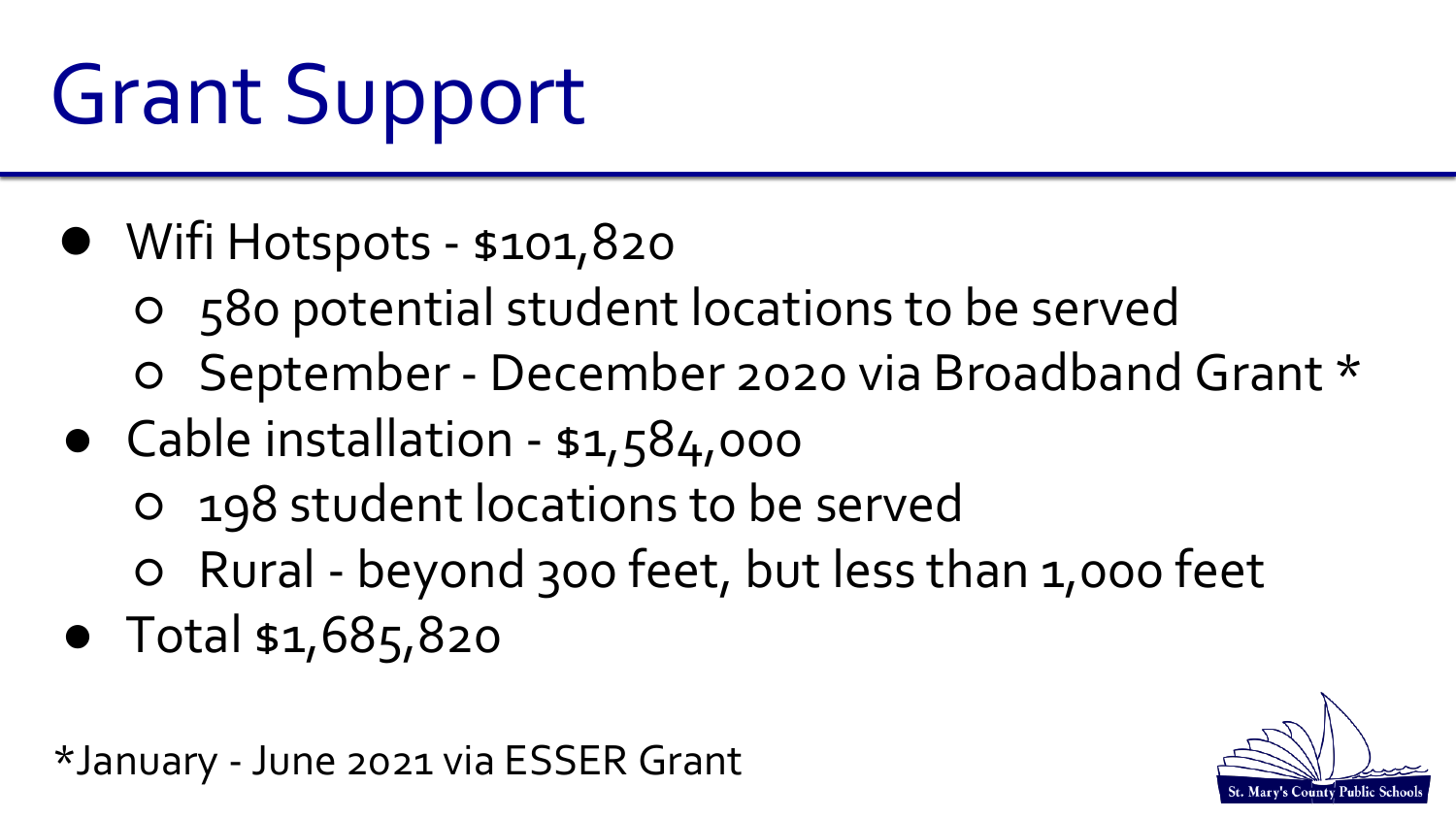# Grant Support

- Wifi Hotspots - $101,820
  - 580 potential student locations to be served
  - September - December 2020 via Broadband Grant *
- Cable installation - $1,584,000
  - 198 student locations to be served
  - Rural - beyond 300 feet, but less than 1,000 feet
- Total $1,685,820

*January - June 2021 via ESSER Grant

St. Mary's County Public Schools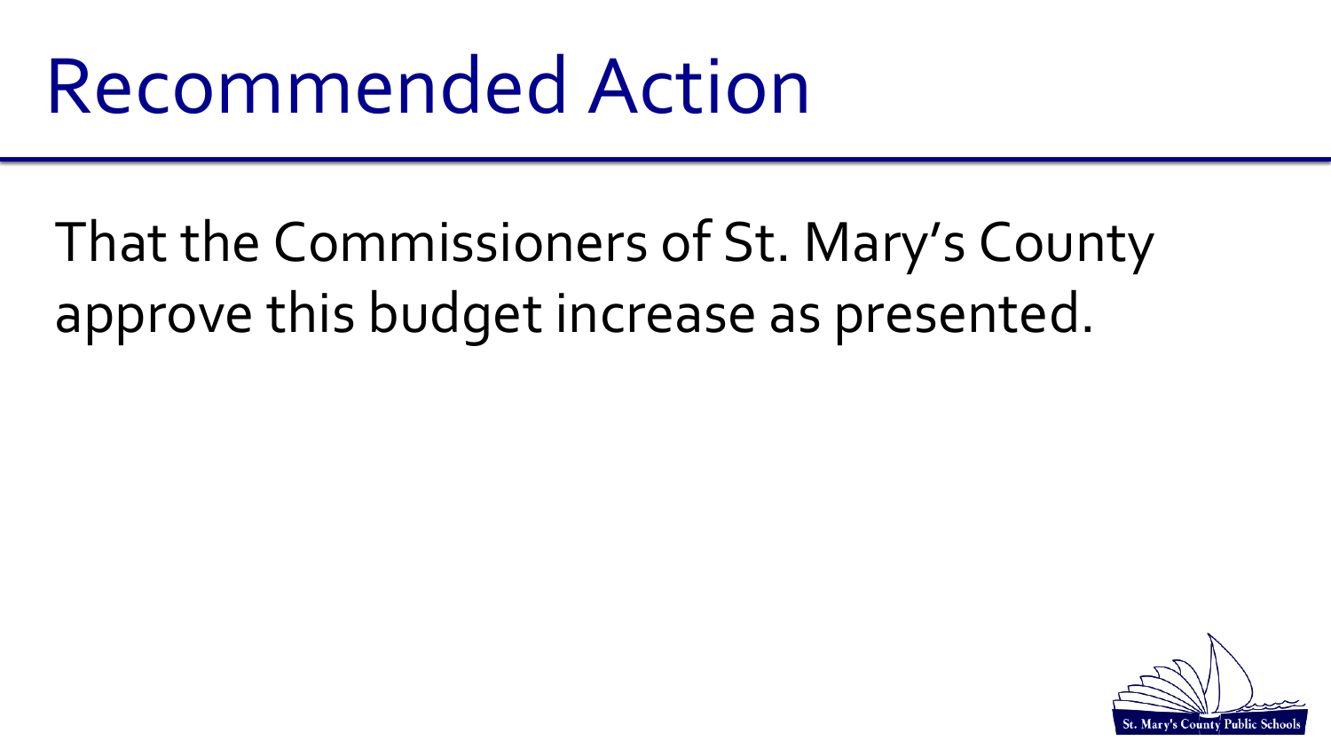# Recommended Action

That the Commissioners of St. Mary's County approve this budget increase as presented.